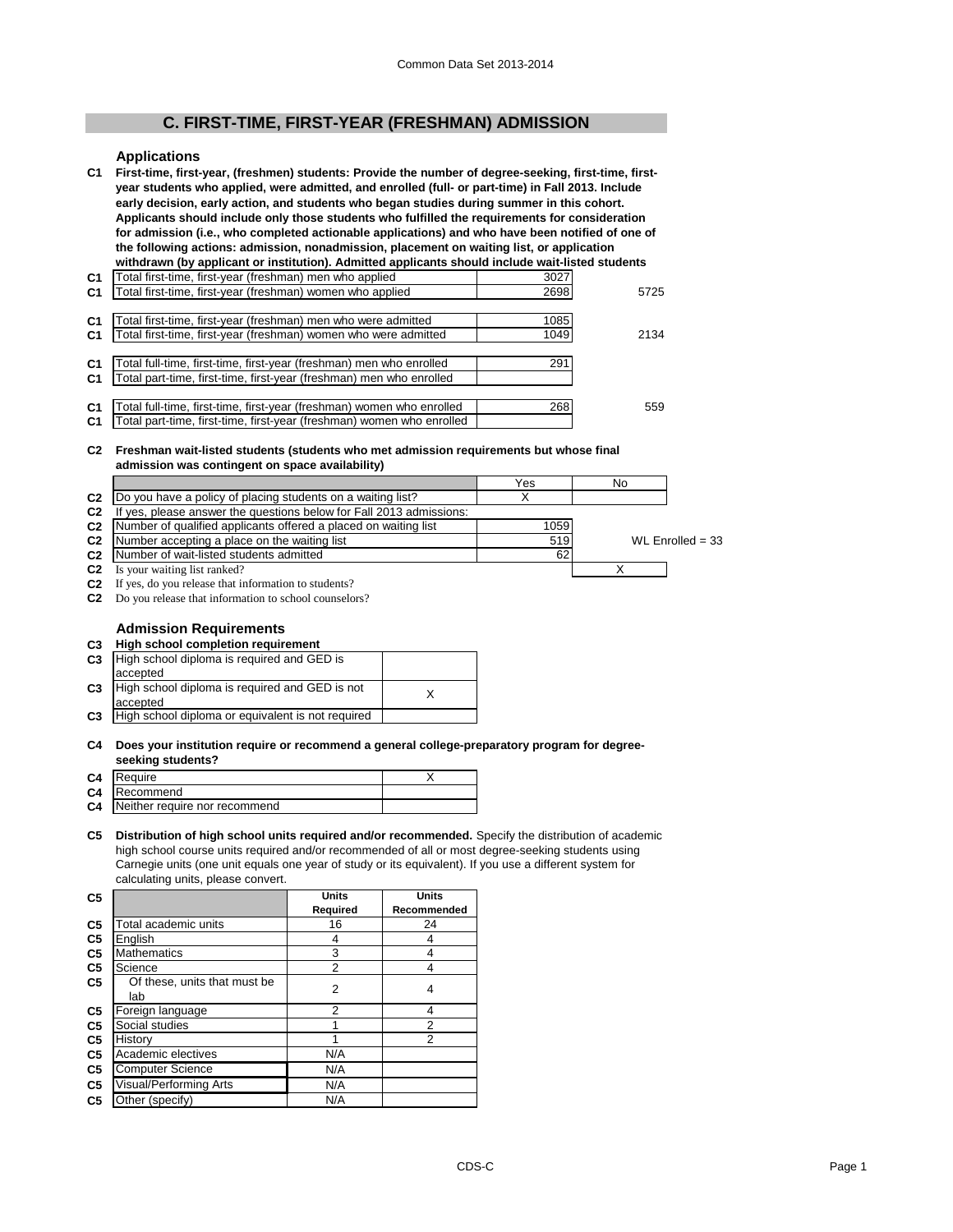## C. FIRST-TIME, FIRST-YEAR (FRESHMAN) ADMISSION

### Applications

**C1 First-time, first-year, (freshmen) students: Provide the number of degree-seeking, first-time, first-year students who applied, were admitted, and enrolled (full- or part-time) in Fall 2013. Include early decision, early action, and students who began studies during summer in this cohort. Applicants should include only those students who fulfilled the requirements for consideration for admission (i.e., who completed actionable applications) and who have been notified of one of the following actions: admission, nonadmission, placement on waiting list, or application withdrawn (by applicant or institution). Admitted applicants should include wait-listed students**

| | | | |
|---|---|---|---|
| C1 | Total first-time, first-year (freshman) men who applied | 3027 | |
| C1 | Total first-time, first-year (freshman) women who applied | 2698 | 5725 |
| C1 | Total first-time, first-year (freshman) men who were admitted | 1085 | |
| C1 | Total first-time, first-year (freshman) women who were admitted | 1049 | 2134 |
| C1 | Total full-time, first-time, first-year (freshman) men who enrolled | 291 | |
| C1 | Total part-time, first-time, first-year (freshman) men who enrolled | | |
| C1 | Total full-time, first-time, first-year (freshman) women who enrolled | 268 | 559 |
| C1 | Total part-time, first-time, first-year (freshman) women who enrolled | | |

**C2 Freshman wait-listed students (students who met admission requirements but whose final admission was contingent on space availability)**

| | | Yes | No | |
|---|---|---|---|---|
| C2 | Do you have a policy of placing students on a waiting list? | X | | |
| C2 | If yes, please answer the questions below for Fall 2013 admissions: | | | |
| C2 | Number of qualified applicants offered a placed on waiting list | 1059 | | |
| C2 | Number accepting a place on the waiting list | 519 | | WL Enrolled = 33 |
| C2 | Number of wait-listed students admitted | 62 | | |
| C2 | Is your waiting list ranked? | | X | |
| C2 | If yes, do you release that information to students? | | | |
| C2 | Do you release that information to school counselors? | | | |

### Admission Requirements

**C3 High school completion requirement**

| | | |
|---|---|---|
| C3 | High school diploma is required and GED is accepted | |
| C3 | High school diploma is required and GED is not accepted | X |
| C3 | High school diploma or equivalent is not required | |

**C4 Does your institution require or recommend a general college-preparatory program for degree-seeking students?**

| | | |
|---|---|---|
| C4 | Require | X |
| C4 | Recommend | |
| C4 | Neither require nor recommend | |

**C5 Distribution of high school units required and/or recommended.** Specify the distribution of academic high school course units required and/or recommended of all or most degree-seeking students using Carnegie units (one unit equals one year of study or its equivalent). If you use a different system for calculating units, please convert.

| C5 | | Units Required | Units Recommended |
|---|---|---|---|
| C5 | Total academic units | 16 | 24 |
| C5 | English | 4 | 4 |
| C5 | Mathematics | 3 | 4 |
| C5 | Science | 2 | 4 |
| C5 | Of these, units that must be lab | 2 | 4 |
| C5 | Foreign language | 2 | 4 |
| C5 | Social studies | 1 | 2 |
| C5 | History | 1 | 2 |
| C5 | Academic electives | N/A | |
| C5 | Computer Science | N/A | |
| C5 | Visual/Performing Arts | N/A | |
| C5 | Other (specify) | N/A | |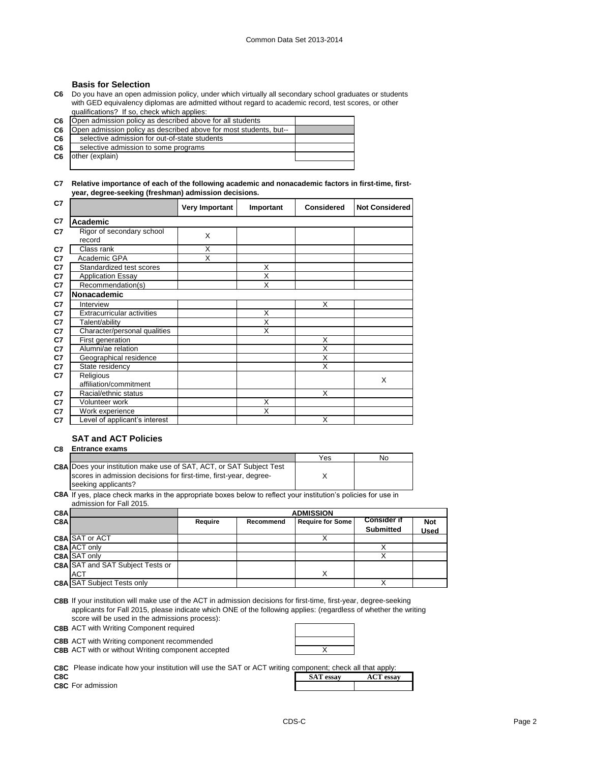### Basis for Selection

**C6** Do you have an open admission policy, under which virtually all secondary school graduates or students with GED equivalency diplomas are admitted without regard to academic record, test scores, or other qualifications? If so, check which applies:

| | | |
|---|---|---|
| C6 | Open admission policy as described above for all students | |
| C6 | Open admission policy as described above for most students, but-- | |
| C6 | selective admission for out-of-state students | |
| C6 | selective admission to some programs | |
| C6 | other (explain) | |

**C7 Relative importance of each of the following academic and nonacademic factors in first-time, first-year, degree-seeking (freshman) admission decisions.**

| C7 | | Very Important | Important | Considered | Not Considered |
|---|---|---|---|---|---|
| C7 | **Academic** | | | | |
| C7 | Rigor of secondary school record | X | | | |
| C7 | Class rank | X | | | |
| C7 | Academic GPA | X | | | |
| C7 | Standardized test scores | | X | | |
| C7 | Application Essay | | X | | |
| C7 | Recommendation(s) | | X | | |
| C7 | **Nonacademic** | | | | |
| C7 | Interview | | | X | |
| C7 | Extracurricular activities | | X | | |
| C7 | Talent/ability | | X | | |
| C7 | Character/personal qualities | | X | | |
| C7 | First generation | | | X | |
| C7 | Alumni/ae relation | | | X | |
| C7 | Geographical residence | | | X | |
| C7 | State residency | | | X | |
| C7 | Religious affiliation/commitment | | | | X |
| C7 | Racial/ethnic status | | | X | |
| C7 | Volunteer work | | X | | |
| C7 | Work experience | | X | | |
| C7 | Level of applicant's interest | | | X | |

### SAT and ACT Policies

**C8 Entrance exams**

| | | Yes | No |
|---|---|---|---|
| C8A | Does your institution make use of SAT, ACT, or SAT Subject Test scores in admission decisions for first-time, first-year, degree-seeking applicants? | X | |

**C8A** If yes, place check marks in the appropriate boxes below to reflect your institution's policies for use in admission for Fall 2015.

| C8A | | ADMISSION | | | | |
|---|---|---|---|---|---|---|
| C8A | | Require | Recommend | Require for Some | Consider if Submitted | Not Used |
| C8A | SAT or ACT | | | X | | |
| C8A | ACT only | | | | X | |
| C8A | SAT only | | | | X | |
| C8A | SAT and SAT Subject Tests or ACT | | | X | | |
| C8A | SAT Subject Tests only | | | | X | |

**C8B** If your institution will make use of the ACT in admission decisions for first-time, first-year, degree-seeking applicants for Fall 2015, please indicate which ONE of the following applies: (regardless of whether the writing score will be used in the admissions process):

| | | |
|---|---|---|
| C8B | ACT with Writing Component required | |
| C8B | ACT with Writing component recommended | |
| C8B | ACT with or without Writing component accepted | X |

**C8C** Please indicate how your institution will use the SAT or ACT writing component; check all that apply:

| C8C | | SAT essay | ACT essay |
|---|---|---|---|
| C8C | For admission | | |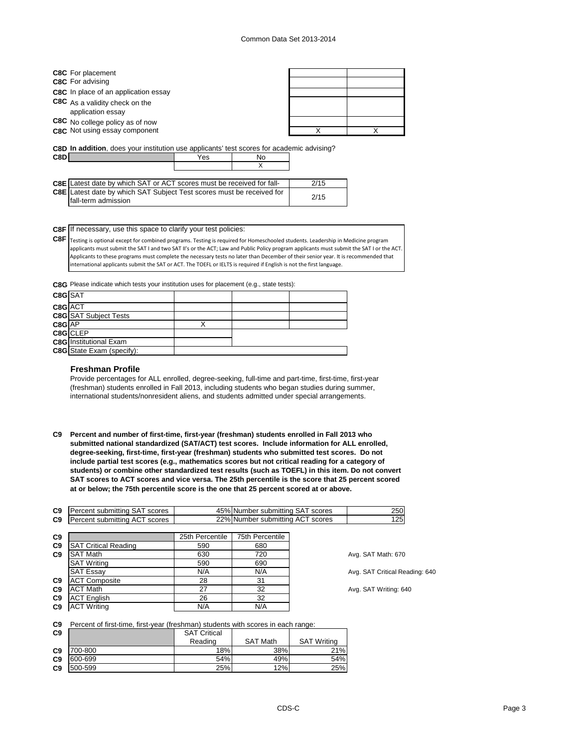| | | | |
|---|---|---|---|
| C8C | For placement | | |
| C8C | For advising | | |
| C8C | In place of an application essay | | |
| C8C | As a validity check on the application essay | | |
| C8C | No college policy as of now | | |
| C8C | Not using essay component | X | X |

**C8D** **In addition**, does your institution use applicants' test scores for academic advising?

| C8D | Yes | No |
|---|---|---|
| | | X |

| | | |
|---|---|---|
| C8E | Latest date by which SAT or ACT scores must be received for fall- | 2/15 |
| C8E | Latest date by which SAT Subject Test scores must be received for fall-term admission | 2/15 |

**C8F** If necessary, use this space to clarify your test policies:

**C8F** Testing is optional except for combined programs. Testing is required for Homeschooled students. Leadership in Medicine program applicants must submit the SAT I and two SAT II's or the ACT; Law and Public Policy program applicants must submit the SAT I or the ACT. Applicants to these programs must complete the necessary tests no later than December of their senior year. It is recommended that international applicants submit the SAT or ACT. The TOEFL or IELTS is required if English is not the first language.

**C8G** Please indicate which tests your institution uses for placement (e.g., state tests):

| | | | | |
|---|---|---|---|---|
| C8G | SAT | | | |
| C8G | ACT | | | |
| C8G | SAT Subject Tests | | | |
| C8G | AP | X | | |
| C8G | CLEP | | | |
| C8G | Institutional Exam | | | |
| C8G | State Exam (specify): | | | |

### Freshman Profile

Provide percentages for ALL enrolled, degree-seeking, full-time and part-time, first-time, first-year (freshman) students enrolled in Fall 2013, including students who began studies during summer, international students/nonresident aliens, and students admitted under special arrangements.

**C9 Percent and number of first-time, first-year (freshman) students enrolled in Fall 2013 who submitted national standardized (SAT/ACT) test scores. Include information for ALL enrolled, degree-seeking, first-time, first-year (freshman) students who submitted test scores. Do not include partial test scores (e.g., mathematics scores but not critical reading for a category of students) or combine other standardized test results (such as TOEFL) in this item. Do not convert SAT scores to ACT scores and vice versa. The 25th percentile is the score that 25 percent scored at or below; the 75th percentile score is the one that 25 percent scored at or above.**

| | | | | |
|---|---|---|---|---|
| C9 | Percent submitting SAT scores | 45% | Number submitting SAT scores | 250 |
| C9 | Percent submitting ACT scores | 22% | Number submitting ACT scores | 125 |

| | | 25th Percentile | 75th Percentile |
|---|---|---|---|
| C9 | SAT Critical Reading | 590 | 680 |
| C9 | SAT Math | 630 | 720 |
| | SAT Writing | 590 | 690 |
| | SAT Essay | N/A | N/A |
| C9 | ACT Composite | 28 | 31 |
| C9 | ACT Math | 27 | 32 |
| C9 | ACT English | 26 | 32 |
| C9 | ACT Writing | N/A | N/A |

Avg. SAT Math: 670

Avg. SAT Critical Reading: 640

Avg. SAT Writing: 640

**C9** Percent of first-time, first-year (freshman) students with scores in each range:

| | | SAT Critical Reading | SAT Math | SAT Writing |
|---|---|---|---|---|
| C9 | 700-800 | 18% | 38% | 21% |
| C9 | 600-699 | 54% | 49% | 54% |
| C9 | 500-599 | 25% | 12% | 25% |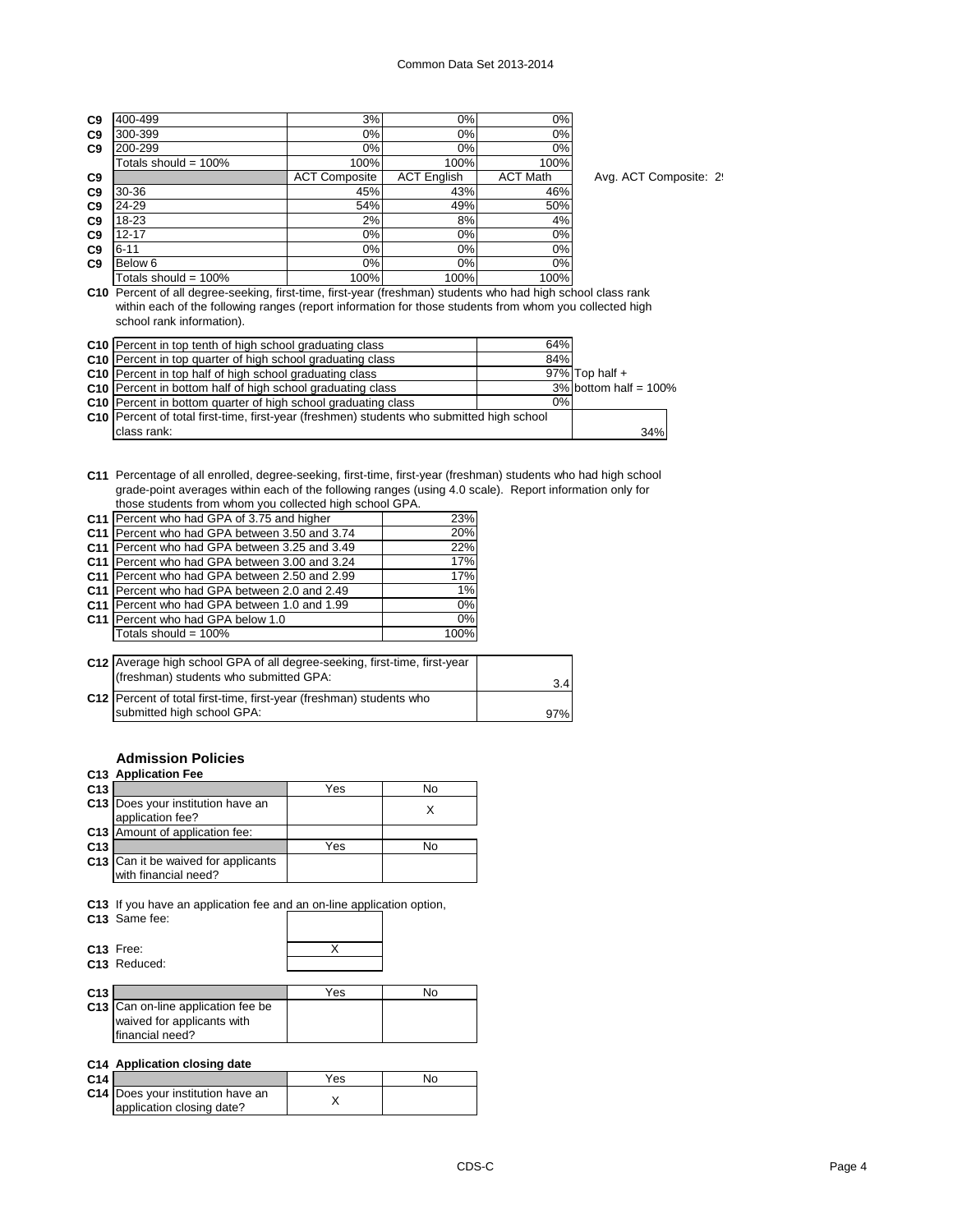| | | | | |
|---|---|---|---|---|
| C9 | 400-499 | 3% | 0% | 0% |
| C9 | 300-399 | 0% | 0% | 0% |
| C9 | 200-299 | 0% | 0% | 0% |
| | Totals should = 100% | 100% | 100% | 100% |

| | | ACT Composite | ACT English | ACT Math |
|---|---|---|---|---|
| C9 | 30-36 | 45% | 43% | 46% |
| C9 | 24-29 | 54% | 49% | 50% |
| C9 | 18-23 | 2% | 8% | 4% |
| C9 | 12-17 | 0% | 0% | 0% |
| C9 | 6-11 | 0% | 0% | 0% |
| C9 | Below 6 | 0% | 0% | 0% |
| | Totals should = 100% | 100% | 100% | 100% |

Avg. ACT Composite: 2!

**C10** Percent of all degree-seeking, first-time, first-year (freshman) students who had high school class rank within each of the following ranges (report information for those students from whom you collected high school rank information).

| | | | |
|---|---|---|---|
| C10 | Percent in top tenth of high school graduating class | 64% | |
| C10 | Percent in top quarter of high school graduating class | 84% | |
| C10 | Percent in top half of high school graduating class | 97% | Top half + |
| C10 | Percent in bottom half of high school graduating class | 3% | bottom half = 100% |
| C10 | Percent in bottom quarter of high school graduating class | 0% | |
| C10 | Percent of total first-time, first-year (freshmen) students who submitted high school class rank: | | 34% |

**C11** Percentage of all enrolled, degree-seeking, first-time, first-year (freshman) students who had high school grade-point averages within each of the following ranges (using 4.0 scale). Report information only for those students from whom you collected high school GPA.

| | | |
|---|---|---|
| C11 | Percent who had GPA of 3.75 and higher | 23% |
| C11 | Percent who had GPA between 3.50 and 3.74 | 20% |
| C11 | Percent who had GPA between 3.25 and 3.49 | 22% |
| C11 | Percent who had GPA between 3.00 and 3.24 | 17% |
| C11 | Percent who had GPA between 2.50 and 2.99 | 17% |
| C11 | Percent who had GPA between 2.0 and 2.49 | 1% |
| C11 | Percent who had GPA between 1.0 and 1.99 | 0% |
| C11 | Percent who had GPA below 1.0 | 0% |
| | Totals should = 100% | 100% |

| | | |
|---|---|---|
| C12 | Average high school GPA of all degree-seeking, first-time, first-year (freshman) students who submitted GPA: | 3.4 |
| C12 | Percent of total first-time, first-year (freshman) students who submitted high school GPA: | 97% |

## Admission Policies

### C13 Application Fee

| | | Yes | No |
|---|---|---|---|
| C13 | Does your institution have an application fee? | | X |
| C13 | Amount of application fee: | | |

| | | Yes | No |
|---|---|---|---|
| C13 | Can it be waived for applicants with financial need? | | |

**C13** If you have an application fee and an on-line application option,

| | | |
|---|---|---|
| C13 | Same fee: | |
| C13 | Free: | X |
| C13 | Reduced: | |

| | | Yes | No |
|---|---|---|---|
| C13 | Can on-line application fee be waived for applicants with financial need? | | |

### C14 Application closing date

| | | Yes | No |
|---|---|---|---|
| C14 | Does your institution have an application closing date? | X | |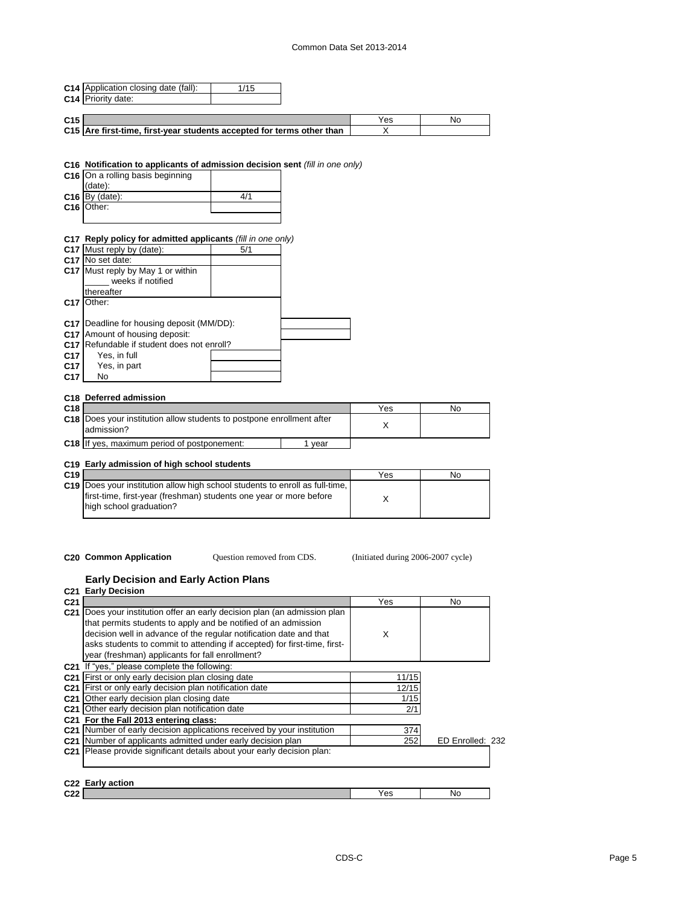| | | |
|---|---|---|
| C14 | Application closing date (fall): | 1/15 |
| C14 | Priority date: | |

| | | Yes | No |
|---|---|---|---|
| C15 | | Yes | No |
| C15 | **Are first-time, first-year students accepted for terms other than** | X | |

**C16 Notification to applicants of admission decision sent** *(fill in one only)*

| | | |
|---|---|---|
| C16 | On a rolling basis beginning (date): | |
| C16 | By (date): | 4/1 |
| C16 | Other: | |

**C17 Reply policy for admitted applicants** *(fill in one only)*

| | | |
|---|---|---|
| C17 | Must reply by (date): | 5/1 |
| C17 | No set date: | |
| C17 | Must reply by May 1 or within _____ weeks if notified thereafter | |
| C17 | Other: | |

| | | |
|---|---|---|
| C17 | Deadline for housing deposit (MM/DD): | |
| C17 | Amount of housing deposit: | |
| C17 | Refundable if student does not enroll? | |
| C17 | Yes, in full | |
| C17 | Yes, in part | |
| C17 | No | |

**C18 Deferred admission**

| | | Yes | No |
|---|---|---|---|
| C18 | | Yes | No |
| C18 | Does your institution allow students to postpone enrollment after admission? | X | |
| C18 | If yes, maximum period of postponement: 1 year | | |

**C19 Early admission of high school students**

| | | Yes | No |
|---|---|---|---|
| C19 | | Yes | No |
| C19 | Does your institution allow high school students to enroll as full-time, first-time, first-year (freshman) students one year or more before high school graduation? | X | |

**C20 Common Application** Question removed from CDS. (Initiated during 2006-2007 cycle)

### Early Decision and Early Action Plans

**C21 Early Decision**

| | | Yes | No |
|---|---|---|---|
| C21 | | Yes | No |
| C21 | Does your institution offer an early decision plan (an admission plan that permits students to apply and be notified of an admission decision well in advance of the regular notification date and that asks students to commit to attending if accepted) for first-time, first-year (freshman) applicants for fall enrollment? | X | |
| C21 | If "yes," please complete the following: | | |
| C21 | First or only early decision plan closing date | 11/15 | |
| C21 | First or only early decision plan notification date | 12/15 | |
| C21 | Other early decision plan closing date | 1/15 | |
| C21 | Other early decision plan notification date | 2/1 | |
| C21 | **For the Fall 2013 entering class:** | | |
| C21 | Number of early decision applications received by your institution | 374 | |
| C21 | Number of applicants admitted under early decision plan | 252 | ED Enrolled: 232 |
| C21 | Please provide significant details about your early decision plan: | | |

**C22 Early action**

| | | Yes | No |
|---|---|---|---|
| C22 | | Yes | No |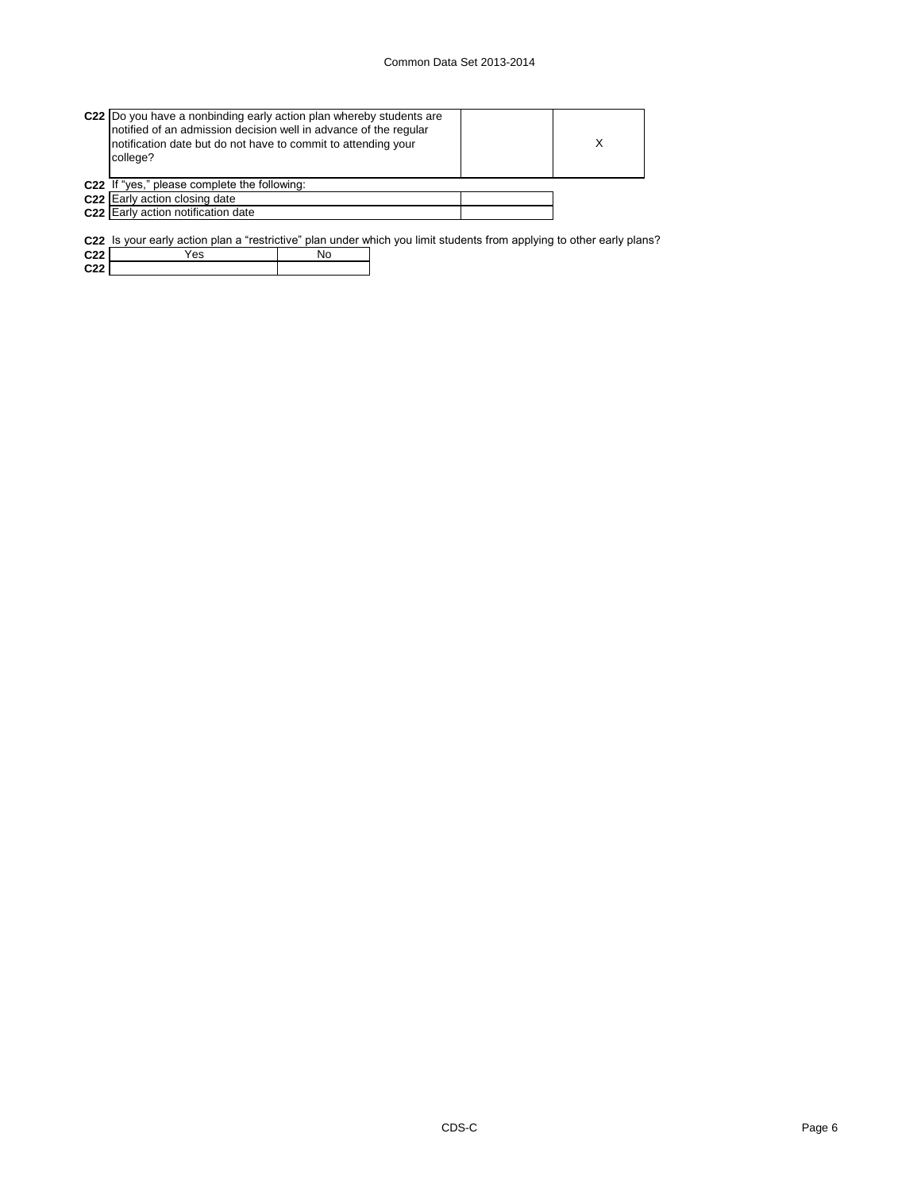| | | | |
|---|---|---|---|
| C22 | Do you have a nonbinding early action plan whereby students are notified of an admission decision well in advance of the regular notification date but do not have to commit to attending your college? | | X |

C22 If "yes," please complete the following:

| | | |
|---|---|---|
| C22 | Early action closing date | |
| C22 | Early action notification date | |

C22 Is your early action plan a "restrictive" plan under which you limit students from applying to other early plans?

| | | |
|---|---|---|
| C22 | Yes | No |
| C22 | | |

CDS-C